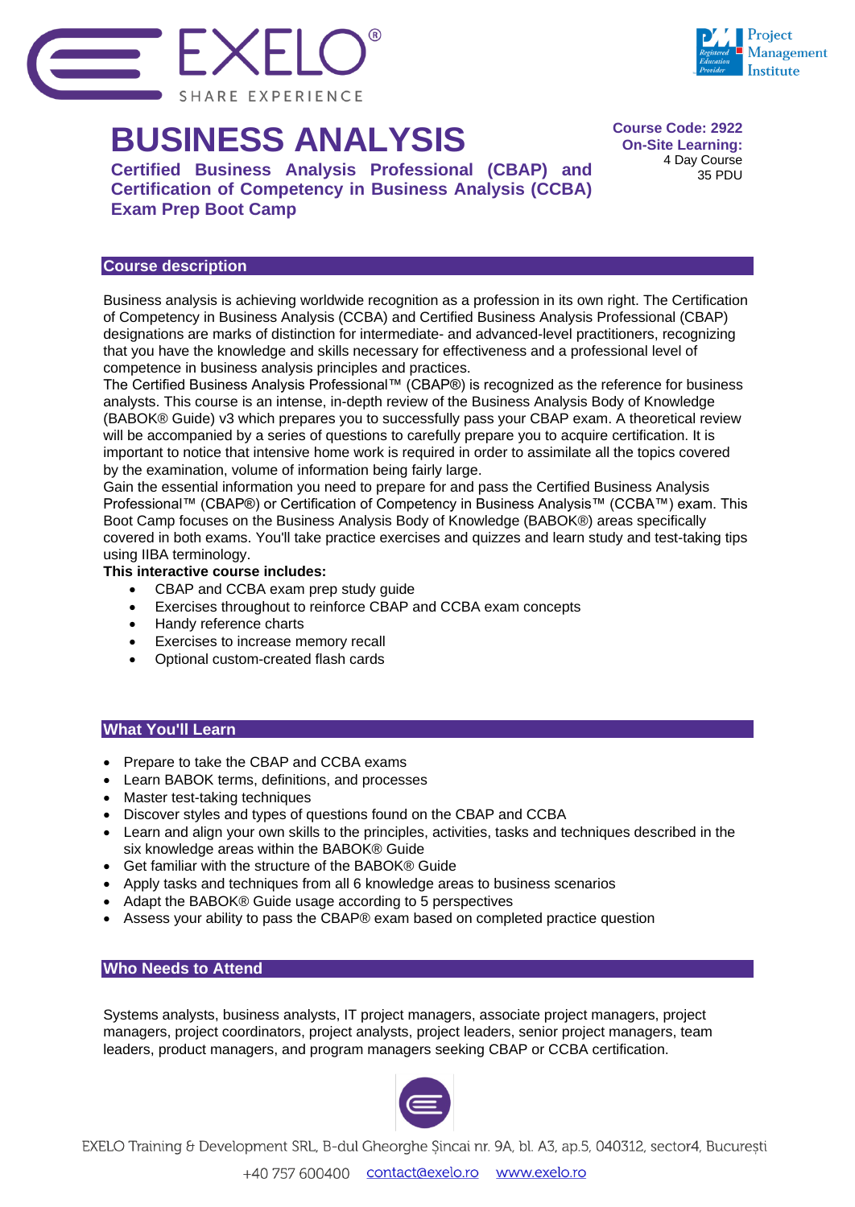# BUSINESS ANALYSIS

## Certified Business Analysis Professional (CBAP) and Certification of Competency in Business Analysis (CCBA) Exam Prep Boot Camp

**Course Code: 2922**
**On-Site Learning:**
4 Day Course
35 PDU

## Course description

Business analysis is achieving worldwide recognition as a profession in its own right. The Certification of Competency in Business Analysis (CCBA) and Certified Business Analysis Professional (CBAP) designations are marks of distinction for intermediate- and advanced-level practitioners, recognizing that you have the knowledge and skills necessary for effectiveness and a professional level of competence in business analysis principles and practices.
The Certified Business Analysis Professional™ (CBAP®) is recognized as the reference for business analysts. This course is an intense, in-depth review of the Business Analysis Body of Knowledge (BABOK® Guide) v3 which prepares you to successfully pass your CBAP exam. A theoretical review will be accompanied by a series of questions to carefully prepare you to acquire certification. It is important to notice that intensive home work is required in order to assimilate all the topics covered by the examination, volume of information being fairly large.
Gain the essential information you need to prepare for and pass the Certified Business Analysis Professional™ (CBAP®) or Certification of Competency in Business Analysis™ (CCBA™) exam. This Boot Camp focuses on the Business Analysis Body of Knowledge (BABOK®) areas specifically covered in both exams. You'll take practice exercises and quizzes and learn study and test-taking tips using IIBA terminology.

**This interactive course includes:**

- CBAP and CCBA exam prep study guide
- Exercises throughout to reinforce CBAP and CCBA exam concepts
- Handy reference charts
- Exercises to increase memory recall
- Optional custom-created flash cards

## What You'll Learn

- Prepare to take the CBAP and CCBA exams
- Learn BABOK terms, definitions, and processes
- Master test-taking techniques
- Discover styles and types of questions found on the CBAP and CCBA
- Learn and align your own skills to the principles, activities, tasks and techniques described in the six knowledge areas within the BABOK® Guide
- Get familiar with the structure of the BABOK® Guide
- Apply tasks and techniques from all 6 knowledge areas to business scenarios
- Adapt the BABOK® Guide usage according to 5 perspectives
- Assess your ability to pass the CBAP® exam based on completed practice question

## Who Needs to Attend

Systems analysts, business analysts, IT project managers, associate project managers, project managers, project coordinators, project analysts, project leaders, senior project managers, team leaders, product managers, and program managers seeking CBAP or CCBA certification.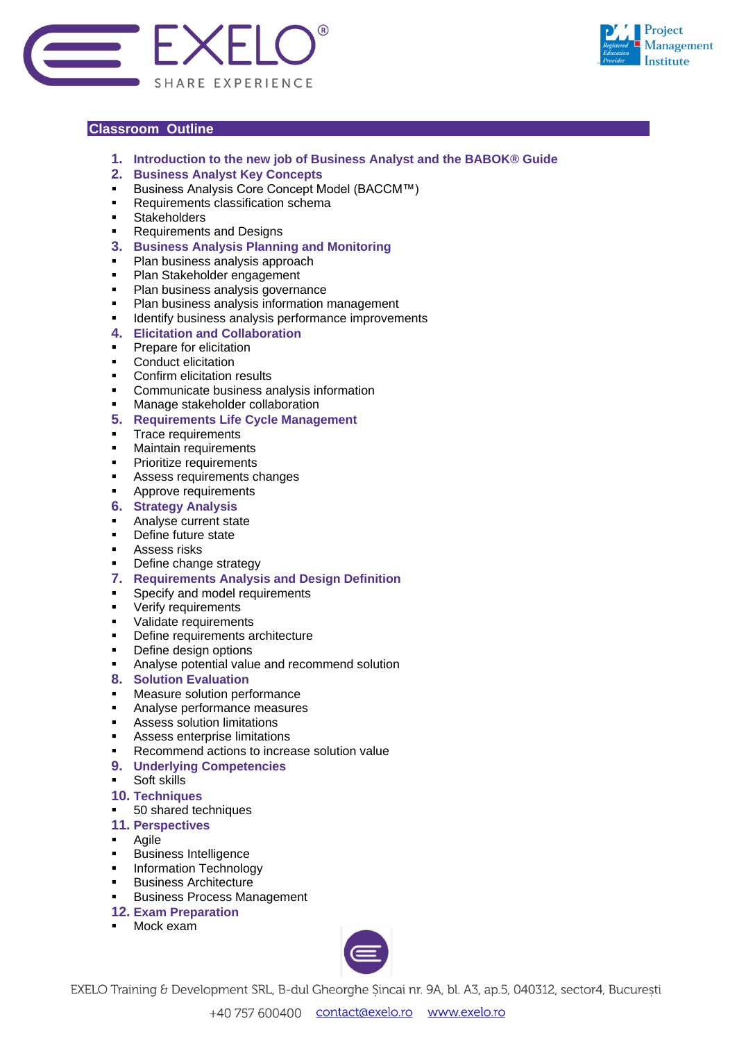## Classroom Outline

1. **Introduction to the new job of Business Analyst and the BABOK® Guide**
2. **Business Analyst Key Concepts**
   - Business Analysis Core Concept Model (BACCM™)
   - Requirements classification schema
   - Stakeholders
   - Requirements and Designs
3. **Business Analysis Planning and Monitoring**
   - Plan business analysis approach
   - Plan Stakeholder engagement
   - Plan business analysis governance
   - Plan business analysis information management
   - Identify business analysis performance improvements
4. **Elicitation and Collaboration**
   - Prepare for elicitation
   - Conduct elicitation
   - Confirm elicitation results
   - Communicate business analysis information
   - Manage stakeholder collaboration
5. **Requirements Life Cycle Management**
   - Trace requirements
   - Maintain requirements
   - Prioritize requirements
   - Assess requirements changes
   - Approve requirements
6. **Strategy Analysis**
   - Analyse current state
   - Define future state
   - Assess risks
   - Define change strategy
7. **Requirements Analysis and Design Definition**
   - Specify and model requirements
   - Verify requirements
   - Validate requirements
   - Define requirements architecture
   - Define design options
   - Analyse potential value and recommend solution
8. **Solution Evaluation**
   - Measure solution performance
   - Analyse performance measures
   - Assess solution limitations
   - Assess enterprise limitations
   - Recommend actions to increase solution value
9. **Underlying Competencies**
   - Soft skills
10. **Techniques**
    - 50 shared techniques
11. **Perspectives**
    - Agile
    - Business Intelligence
    - Information Technology
    - Business Architecture
    - Business Process Management
12. **Exam Preparation**
    - Mock exam